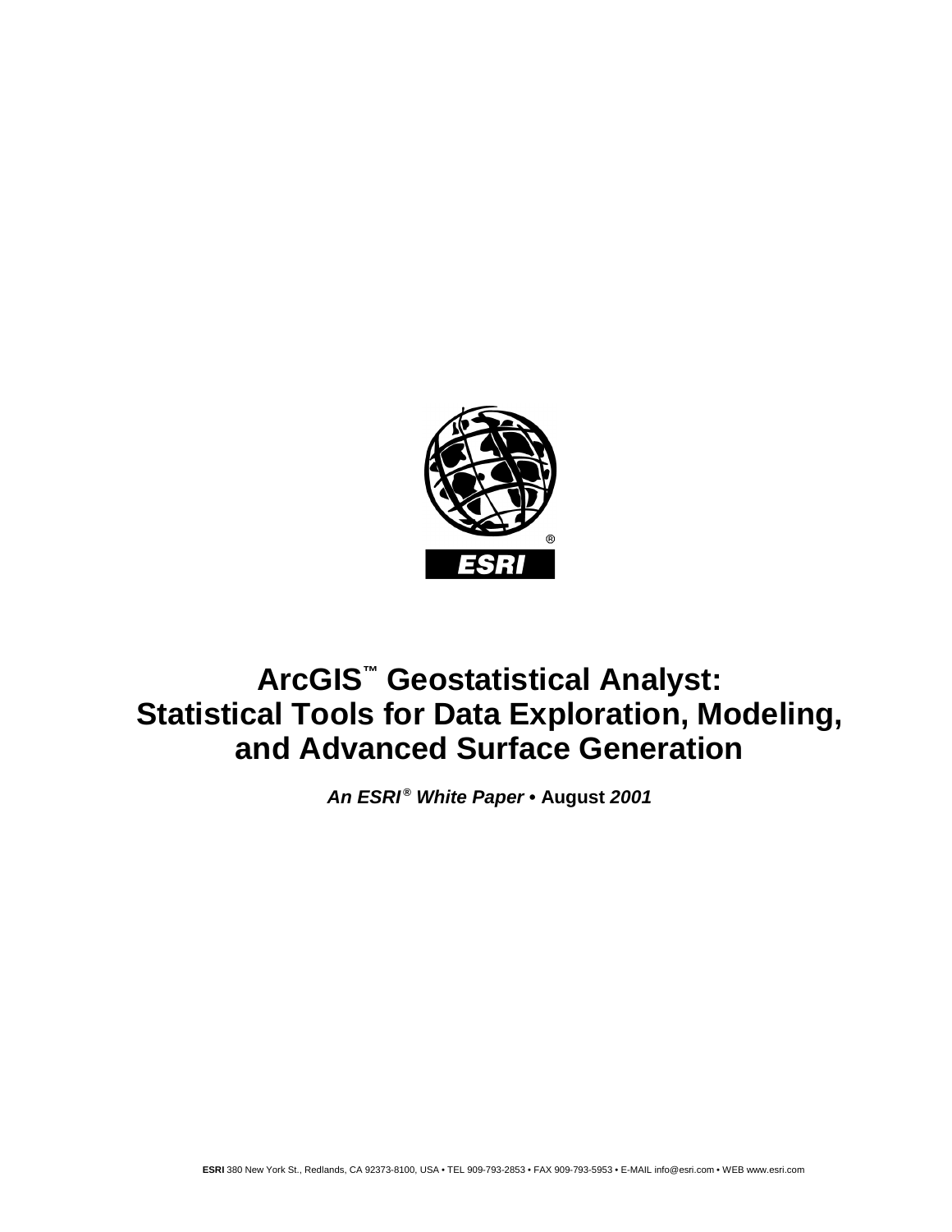# ArcGIS™ Geostatistical Analyst: Statistical Tools for Data Exploration, Modeling, and Advanced Surface Generation

***An ESRI® White Paper*** • **August** ***2001***

**ESRI** 380 New York St., Redlands, CA 92373-8100, USA • TEL 909-793-2853 • FAX 909-793-5953 • E-MAIL info@esri.com • WEB www.esri.com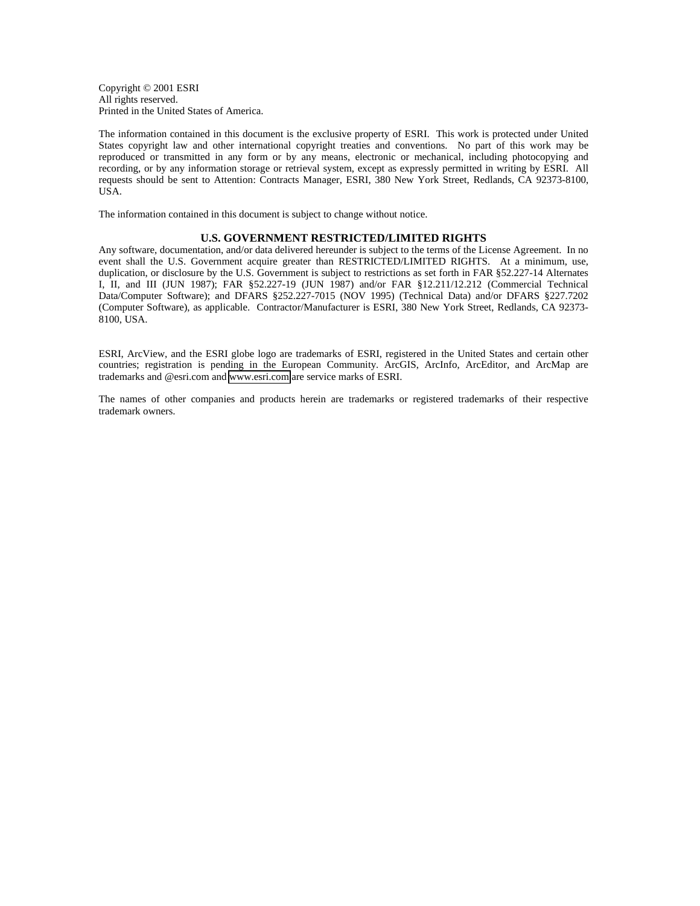Copyright © 2001 ESRI
All rights reserved.
Printed in the United States of America.

The information contained in this document is the exclusive property of ESRI. This work is protected under United States copyright law and other international copyright treaties and conventions. No part of this work may be reproduced or transmitted in any form or by any means, electronic or mechanical, including photocopying and recording, or by any information storage or retrieval system, except as expressly permitted in writing by ESRI. All requests should be sent to Attention: Contracts Manager, ESRI, 380 New York Street, Redlands, CA 92373-8100, USA.

The information contained in this document is subject to change without notice.

**U.S. GOVERNMENT RESTRICTED/LIMITED RIGHTS**

Any software, documentation, and/or data delivered hereunder is subject to the terms of the License Agreement. In no event shall the U.S. Government acquire greater than RESTRICTED/LIMITED RIGHTS. At a minimum, use, duplication, or disclosure by the U.S. Government is subject to restrictions as set forth in FAR §52.227-14 Alternates I, II, and III (JUN 1987); FAR §52.227-19 (JUN 1987) and/or FAR §12.211/12.212 (Commercial Technical Data/Computer Software); and DFARS §252.227-7015 (NOV 1995) (Technical Data) and/or DFARS §227.7202 (Computer Software), as applicable. Contractor/Manufacturer is ESRI, 380 New York Street, Redlands, CA 92373-8100, USA.

ESRI, ArcView, and the ESRI globe logo are trademarks of ESRI, registered in the United States and certain other countries; registration is pending in the European Community. ArcGIS, ArcInfo, ArcEditor, and ArcMap are trademarks and @esri.com and www.esri.com are service marks of ESRI.

The names of other companies and products herein are trademarks or registered trademarks of their respective trademark owners.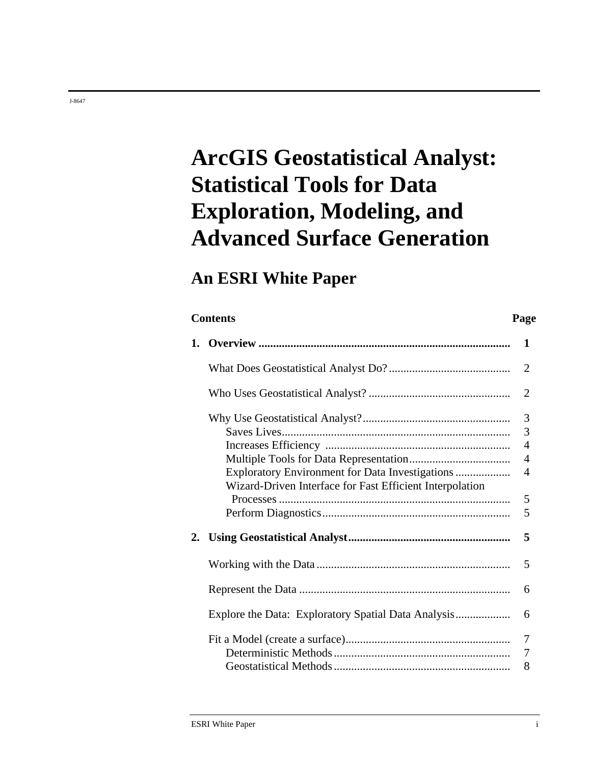J-8647

# ArcGIS Geostatistical Analyst: Statistical Tools for Data Exploration, Modeling, and Advanced Surface Generation

## An ESRI White Paper

| Contents | Page |
|---|---|
| **1. Overview** | **1** |
| What Does Geostatistical Analyst Do? | 2 |
| Who Uses Geostatistical Analyst? | 2 |
| Why Use Geostatistical Analyst? | 3 |
| Saves Lives | 3 |
| Increases Efficiency | 4 |
| Multiple Tools for Data Representation | 4 |
| Exploratory Environment for Data Investigations | 4 |
| Wizard-Driven Interface for Fast Efficient Interpolation Processes | 5 |
| Perform Diagnostics | 5 |
| **2. Using Geostatistical Analyst** | **5** |
| Working with the Data | 5 |
| Represent the Data | 6 |
| Explore the Data: Exploratory Spatial Data Analysis | 6 |
| Fit a Model (create a surface) | 7 |
| Deterministic Methods | 7 |
| Geostatistical Methods | 8 |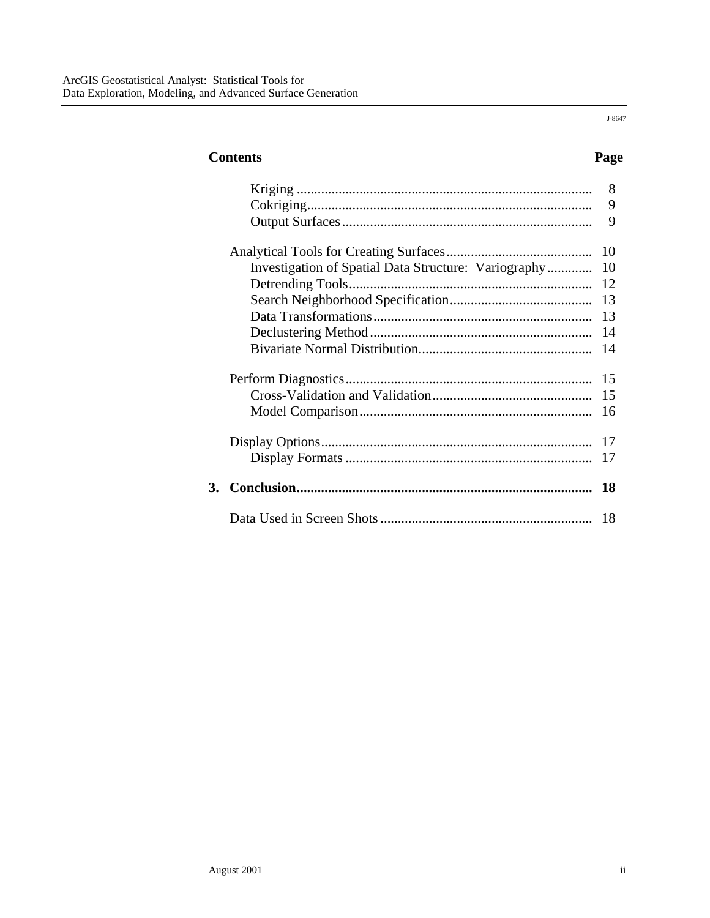J-8647

| Contents | | Page |
|---|---|---|
| | Kriging | 8 |
| | Cokriging | 9 |
| | Output Surfaces | 9 |
| | Analytical Tools for Creating Surfaces | 10 |
| | Investigation of Spatial Data Structure: Variography | 10 |
| | Detrending Tools | 12 |
| | Search Neighborhood Specification | 13 |
| | Data Transformations | 13 |
| | Declustering Method | 14 |
| | Bivariate Normal Distribution | 14 |
| | Perform Diagnostics | 15 |
| | Cross-Validation and Validation | 15 |
| | Model Comparison | 16 |
| | Display Options | 17 |
| | Display Formats | 17 |
| **3.** | **Conclusion** | **18** |
| | Data Used in Screen Shots | 18 |

August 2001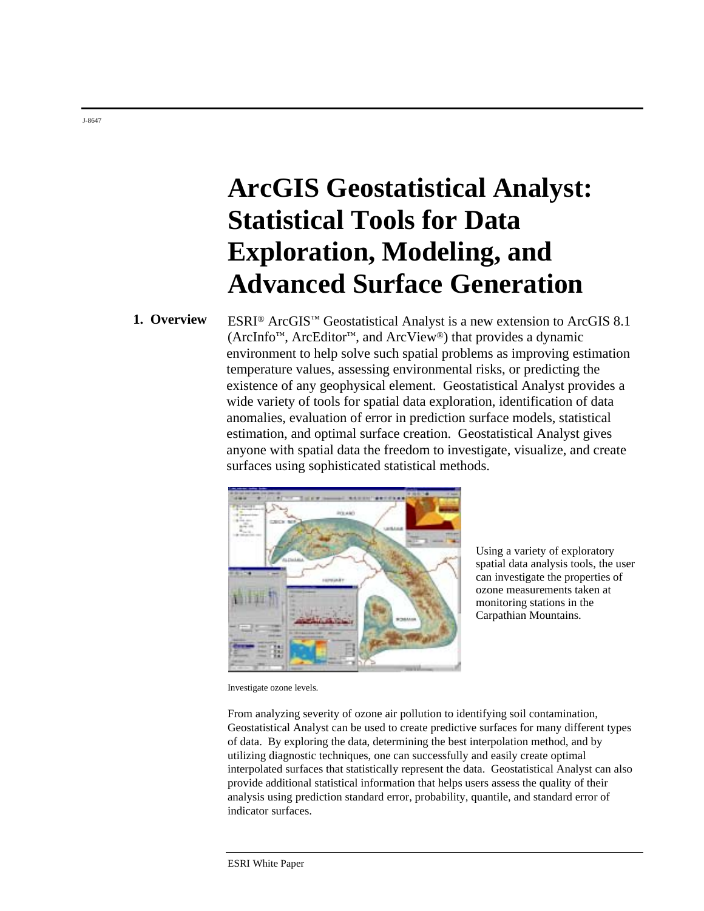J-8647

# ArcGIS Geostatistical Analyst: Statistical Tools for Data Exploration, Modeling, and Advanced Surface Generation

## 1. Overview

ESRI® ArcGIS™ Geostatistical Analyst is a new extension to ArcGIS 8.1 (ArcInfo™, ArcEditor™, and ArcView®) that provides a dynamic environment to help solve such spatial problems as improving estimation temperature values, assessing environmental risks, or predicting the existence of any geophysical element. Geostatistical Analyst provides a wide variety of tools for spatial data exploration, identification of data anomalies, evaluation of error in prediction surface models, statistical estimation, and optimal surface creation. Geostatistical Analyst gives anyone with spatial data the freedom to investigate, visualize, and create surfaces using sophisticated statistical methods.

Using a variety of exploratory spatial data analysis tools, the user can investigate the properties of ozone measurements taken at monitoring stations in the Carpathian Mountains.

Investigate ozone levels.

From analyzing severity of ozone air pollution to identifying soil contamination, Geostatistical Analyst can be used to create predictive surfaces for many different types of data. By exploring the data, determining the best interpolation method, and by utilizing diagnostic techniques, one can successfully and easily create optimal interpolated surfaces that statistically represent the data. Geostatistical Analyst can also provide additional statistical information that helps users assess the quality of their analysis using prediction standard error, probability, quantile, and standard error of indicator surfaces.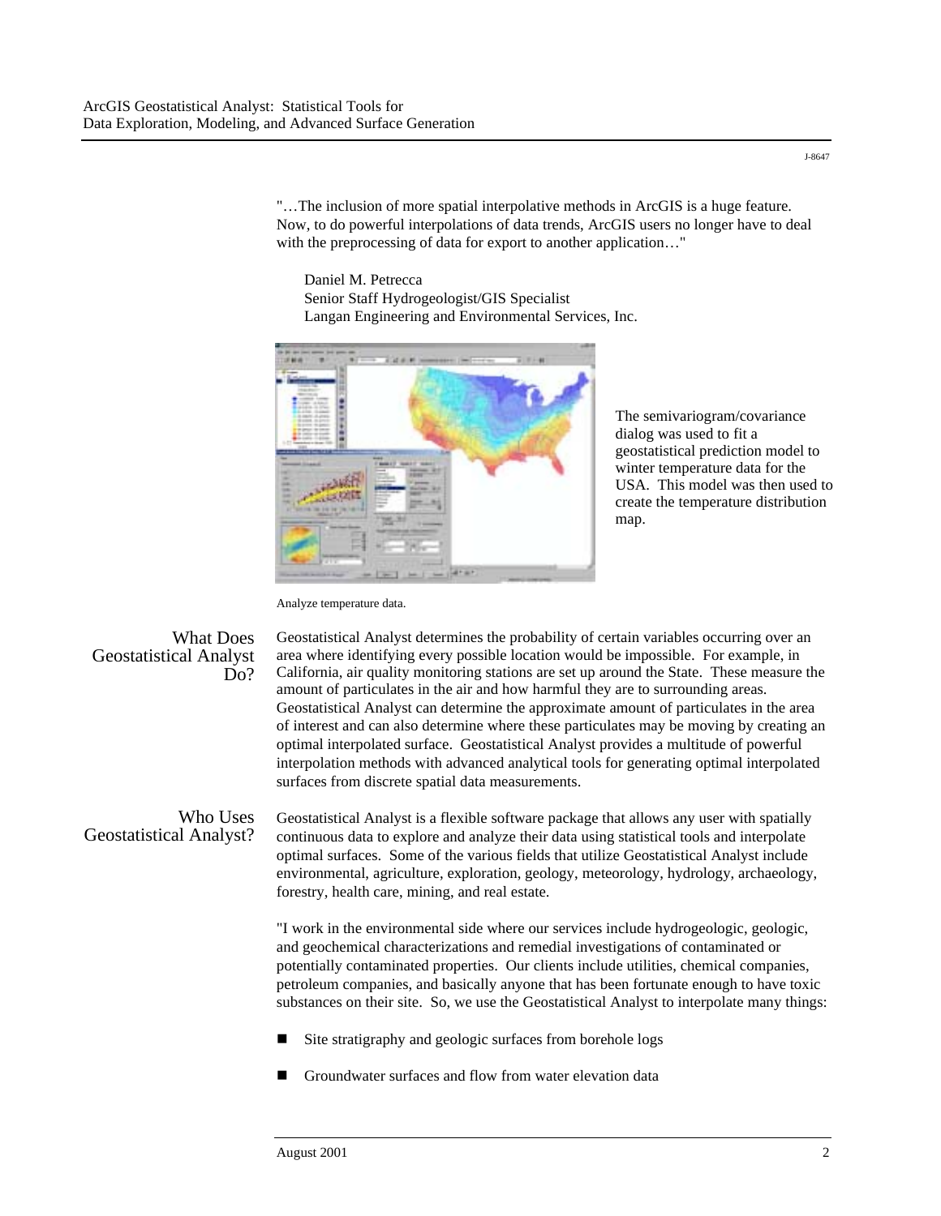"…The inclusion of more spatial interpolative methods in ArcGIS is a huge feature. Now, to do powerful interpolations of data trends, ArcGIS users no longer have to deal with the preprocessing of data for export to another application…"

Daniel M. Petrecca
Senior Staff Hydrogeologist/GIS Specialist
Langan Engineering and Environmental Services, Inc.

The semivariogram/covariance dialog was used to fit a geostatistical prediction model to winter temperature data for the USA. This model was then used to create the temperature distribution map.

Analyze temperature data.

## What Does Geostatistical Analyst Do?

Geostatistical Analyst determines the probability of certain variables occurring over an area where identifying every possible location would be impossible. For example, in California, air quality monitoring stations are set up around the State. These measure the amount of particulates in the air and how harmful they are to surrounding areas. Geostatistical Analyst can determine the approximate amount of particulates in the area of interest and can also determine where these particulates may be moving by creating an optimal interpolated surface. Geostatistical Analyst provides a multitude of powerful interpolation methods with advanced analytical tools for generating optimal interpolated surfaces from discrete spatial data measurements.

## Who Uses Geostatistical Analyst?

Geostatistical Analyst is a flexible software package that allows any user with spatially continuous data to explore and analyze their data using statistical tools and interpolate optimal surfaces. Some of the various fields that utilize Geostatistical Analyst include environmental, agriculture, exploration, geology, meteorology, hydrology, archaeology, forestry, health care, mining, and real estate.

"I work in the environmental side where our services include hydrogeologic, geologic, and geochemical characterizations and remedial investigations of contaminated or potentially contaminated properties. Our clients include utilities, chemical companies, petroleum companies, and basically anyone that has been fortunate enough to have toxic substances on their site. So, we use the Geostatistical Analyst to interpolate many things:

- Site stratigraphy and geologic surfaces from borehole logs
- Groundwater surfaces and flow from water elevation data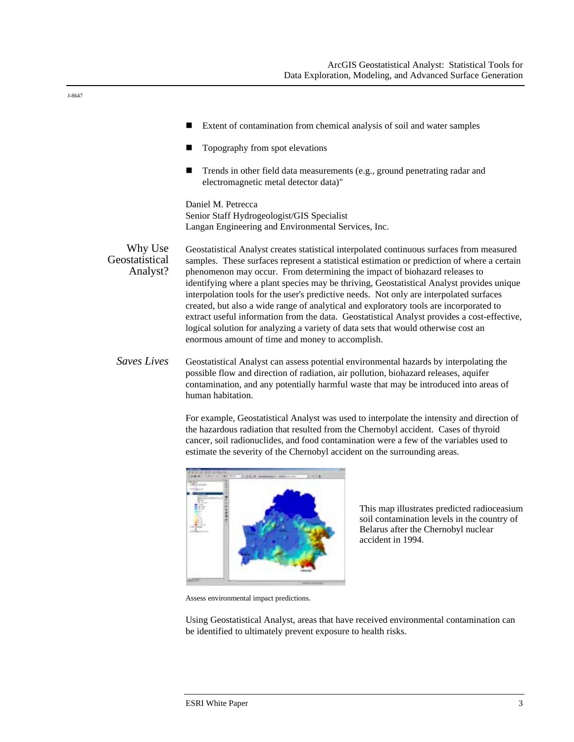- Extent of contamination from chemical analysis of soil and water samples
- Topography from spot elevations
- Trends in other field data measurements (e.g., ground penetrating radar and electromagnetic metal detector data)"

Daniel M. Petrecca
Senior Staff Hydrogeologist/GIS Specialist
Langan Engineering and Environmental Services, Inc.

## Why Use Geostatistical Analyst?

Geostatistical Analyst creates statistical interpolated continuous surfaces from measured samples. These surfaces represent a statistical estimation or prediction of where a certain phenomenon may occur. From determining the impact of biohazard releases to identifying where a plant species may be thriving, Geostatistical Analyst provides unique interpolation tools for the user's predictive needs. Not only are interpolated surfaces created, but also a wide range of analytical and exploratory tools are incorporated to extract useful information from the data. Geostatistical Analyst provides a cost-effective, logical solution for analyzing a variety of data sets that would otherwise cost an enormous amount of time and money to accomplish.

### *Saves Lives*

Geostatistical Analyst can assess potential environmental hazards by interpolating the possible flow and direction of radiation, air pollution, biohazard releases, aquifer contamination, and any potentially harmful waste that may be introduced into areas of human habitation.

For example, Geostatistical Analyst was used to interpolate the intensity and direction of the hazardous radiation that resulted from the Chernobyl accident. Cases of thyroid cancer, soil radionuclides, and food contamination were a few of the variables used to estimate the severity of the Chernobyl accident on the surrounding areas.

This map illustrates predicted radioceasium soil contamination levels in the country of Belarus after the Chernobyl nuclear accident in 1994.

Assess environmental impact predictions.

Using Geostatistical Analyst, areas that have received environmental contamination can be identified to ultimately prevent exposure to health risks.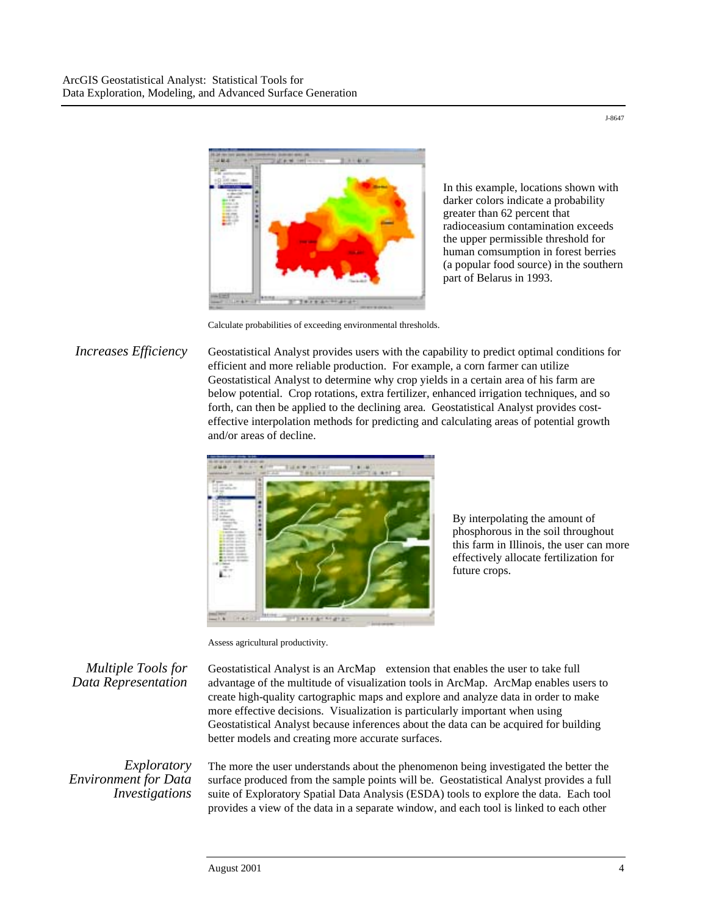In this example, locations shown with darker colors indicate a probability greater than 62 percent that radioceasium contamination exceeds the upper permissible threshold for human consumption in forest berries (a popular food source) in the southern part of Belarus in 1993.

Calculate probabilities of exceeding environmental thresholds.

## *Increases Efficiency*

Geostatistical Analyst provides users with the capability to predict optimal conditions for efficient and more reliable production. For example, a corn farmer can utilize Geostatistical Analyst to determine why crop yields in a certain area of his farm are below potential. Crop rotations, extra fertilizer, enhanced irrigation techniques, and so forth, can then be applied to the declining area. Geostatistical Analyst provides cost-effective interpolation methods for predicting and calculating areas of potential growth and/or areas of decline.

By interpolating the amount of phosphorous in the soil throughout this farm in Illinois, the user can more effectively allocate fertilization for future crops.

Assess agricultural productivity.

## *Multiple Tools for Data Representation*

Geostatistical Analyst is an ArcMap extension that enables the user to take full advantage of the multitude of visualization tools in ArcMap. ArcMap enables users to create high-quality cartographic maps and explore and analyze data in order to make more effective decisions. Visualization is particularly important when using Geostatistical Analyst because inferences about the data can be acquired for building better models and creating more accurate surfaces.

## *Exploratory Environment for Data Investigations*

The more the user understands about the phenomenon being investigated the better the surface produced from the sample points will be. Geostatistical Analyst provides a full suite of Exploratory Spatial Data Analysis (ESDA) tools to explore the data. Each tool provides a view of the data in a separate window, and each tool is linked to each other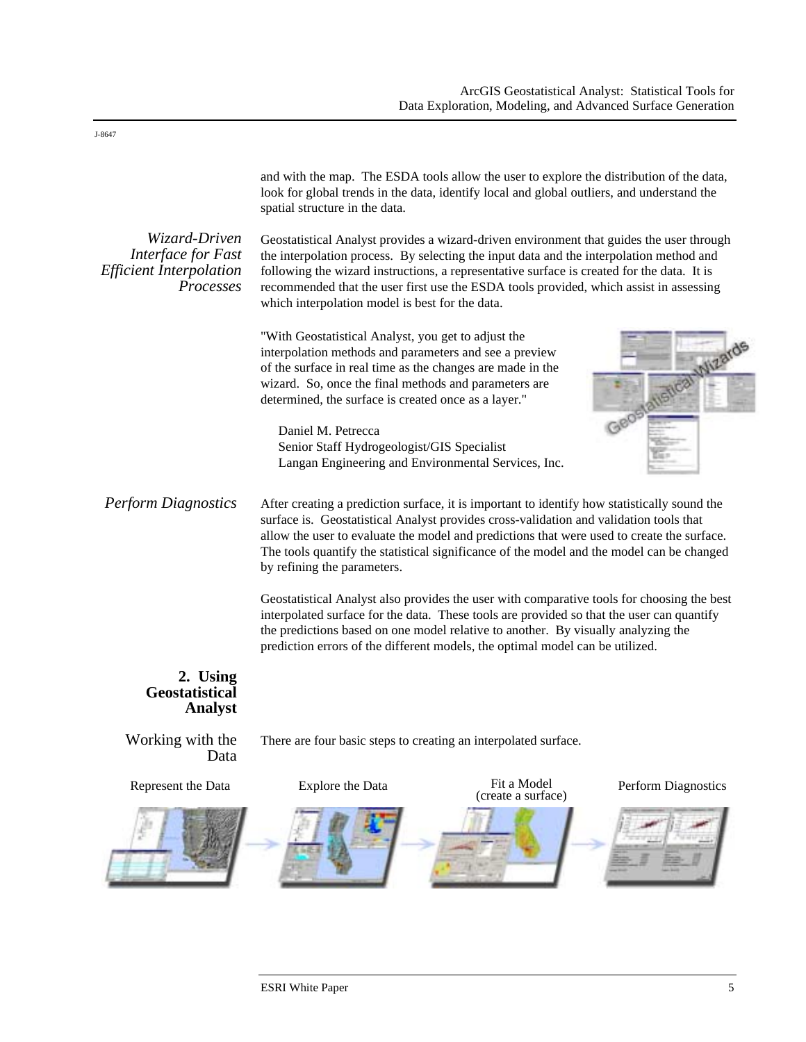and with the map. The ESDA tools allow the user to explore the distribution of the data, look for global trends in the data, identify local and global outliers, and understand the spatial structure in the data.

*Wizard-Driven Interface for Fast Efficient Interpolation Processes*

Geostatistical Analyst provides a wizard-driven environment that guides the user through the interpolation process. By selecting the input data and the interpolation method and following the wizard instructions, a representative surface is created for the data. It is recommended that the user first use the ESDA tools provided, which assist in assessing which interpolation model is best for the data.

"With Geostatistical Analyst, you get to adjust the interpolation methods and parameters and see a preview of the surface in real time as the changes are made in the wizard. So, once the final methods and parameters are determined, the surface is created once as a layer."

Daniel M. Petrecca
Senior Staff Hydrogeologist/GIS Specialist
Langan Engineering and Environmental Services, Inc.

*Perform Diagnostics*

After creating a prediction surface, it is important to identify how statistically sound the surface is. Geostatistical Analyst provides cross-validation and validation tools that allow the user to evaluate the model and predictions that were used to create the surface. The tools quantify the statistical significance of the model and the model can be changed by refining the parameters.

Geostatistical Analyst also provides the user with comparative tools for choosing the best interpolated surface for the data. These tools are provided so that the user can quantify the predictions based on one model relative to another. By visually analyzing the prediction errors of the different models, the optimal model can be utilized.

## 2. Using Geostatistical Analyst

### Working with the Data

There are four basic steps to creating an interpolated surface.

Represent the Data → Explore the Data → Fit a Model (create a surface) → Perform Diagnostics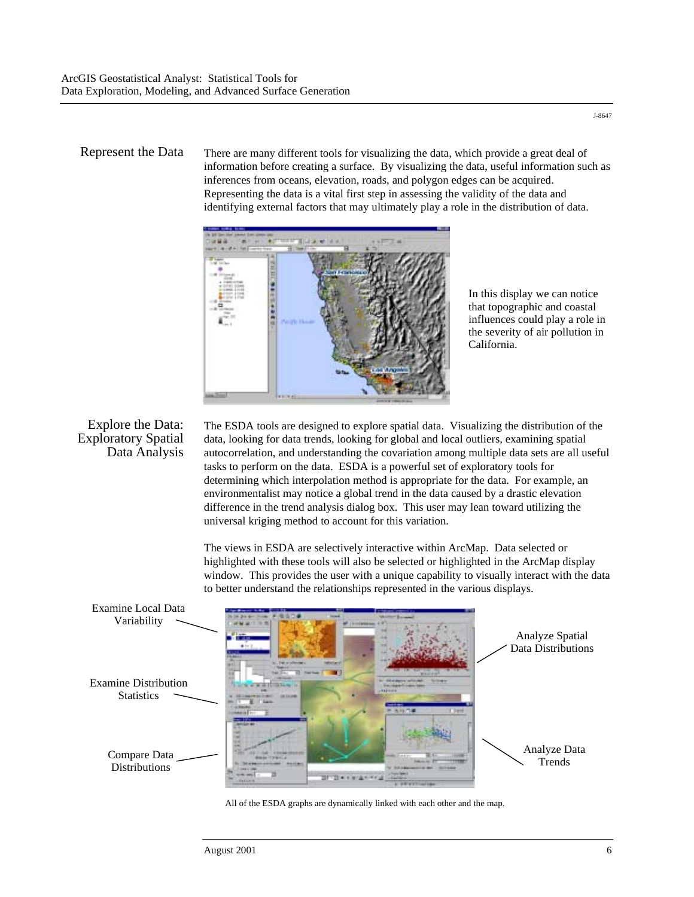J-8647

## Represent the Data

There are many different tools for visualizing the data, which provide a great deal of information before creating a surface. By visualizing the data, useful information such as inferences from oceans, elevation, roads, and polygon edges can be acquired. Representing the data is a vital first step in assessing the validity of the data and identifying external factors that may ultimately play a role in the distribution of data.

In this display we can notice that topographic and coastal influences could play a role in the severity of air pollution in California.

## Explore the Data: Exploratory Spatial Data Analysis

The ESDA tools are designed to explore spatial data. Visualizing the distribution of the data, looking for data trends, looking for global and local outliers, examining spatial autocorrelation, and understanding the covariation among multiple data sets are all useful tasks to perform on the data. ESDA is a powerful set of exploratory tools for determining which interpolation method is appropriate for the data. For example, an environmentalist may notice a global trend in the data caused by a drastic elevation difference in the trend analysis dialog box. This user may lean toward utilizing the universal kriging method to account for this variation.

The views in ESDA are selectively interactive within ArcMap. Data selected or highlighted with these tools will also be selected or highlighted in the ArcMap display window. This provides the user with a unique capability to visually interact with the data to better understand the relationships represented in the various displays.

Examine Local Data Variability

Examine Distribution Statistics

Compare Data Distributions

Analyze Spatial Data Distributions

Analyze Data Trends

All of the ESDA graphs are dynamically linked with each other and the map.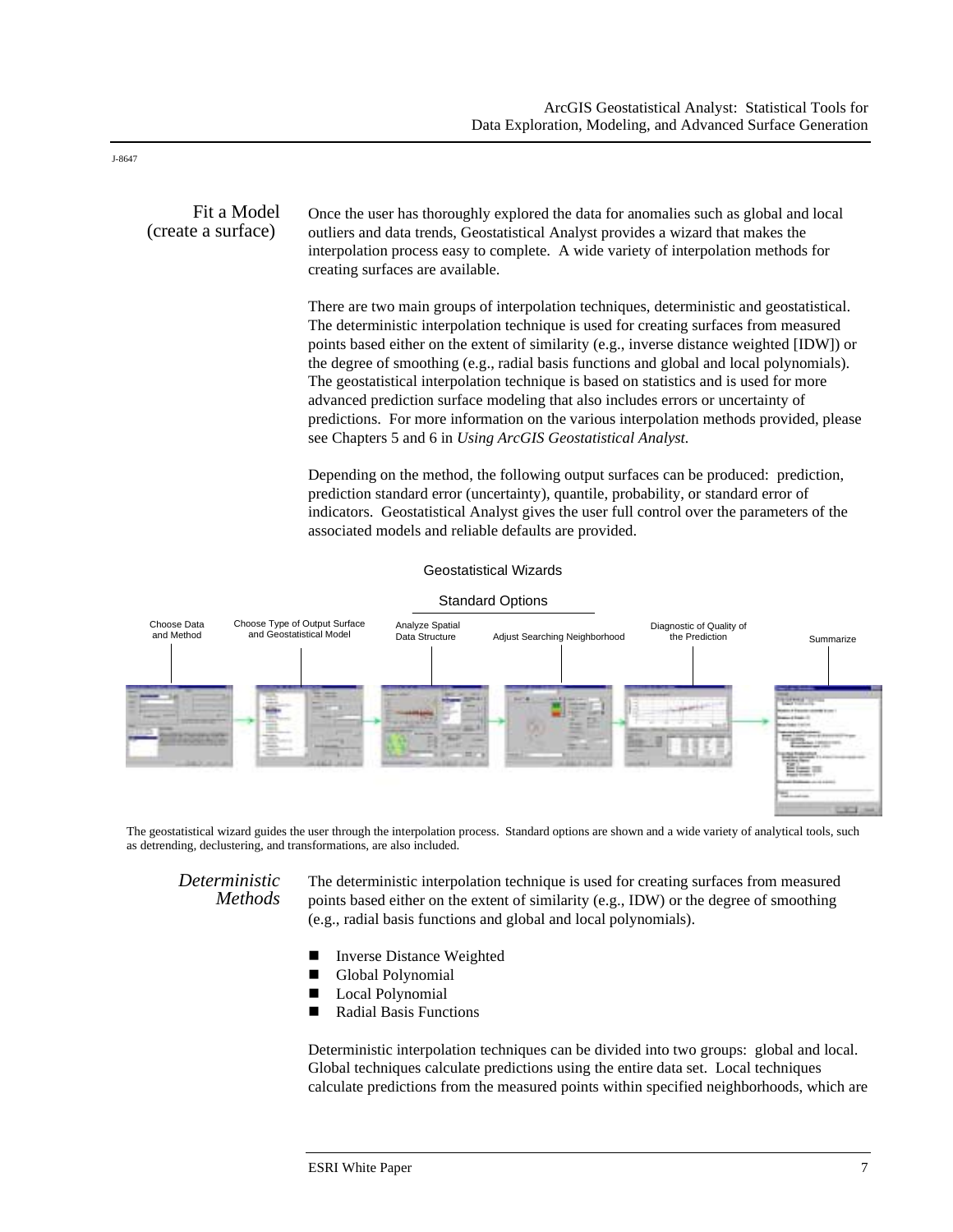J-8647

## Fit a Model (create a surface)

Once the user has thoroughly explored the data for anomalies such as global and local outliers and data trends, Geostatistical Analyst provides a wizard that makes the interpolation process easy to complete. A wide variety of interpolation methods for creating surfaces are available.

There are two main groups of interpolation techniques, deterministic and geostatistical. The deterministic interpolation technique is used for creating surfaces from measured points based either on the extent of similarity (e.g., inverse distance weighted [IDW]) or the degree of smoothing (e.g., radial basis functions and global and local polynomials). The geostatistical interpolation technique is based on statistics and is used for more advanced prediction surface modeling that also includes errors or uncertainty of predictions. For more information on the various interpolation methods provided, please see Chapters 5 and 6 in *Using ArcGIS Geostatistical Analyst.*

Depending on the method, the following output surfaces can be produced: prediction, prediction standard error (uncertainty), quantile, probability, or standard error of indicators. Geostatistical Analyst gives the user full control over the parameters of the associated models and reliable defaults are provided.

Geostatistical Wizards

Standard Options

Choose Data and Method — Choose Type of Output Surface and Geostatistical Model — Analyze Spatial Data Structure — Adjust Searching Neighborhood — Diagnostic of Quality of the Prediction — Summarize

The geostatistical wizard guides the user through the interpolation process. Standard options are shown and a wide variety of analytical tools, such as detrending, declustering, and transformations, are also included.

### *Deterministic Methods*

The deterministic interpolation technique is used for creating surfaces from measured points based either on the extent of similarity (e.g., IDW) or the degree of smoothing (e.g., radial basis functions and global and local polynomials).

- Inverse Distance Weighted
- Global Polynomial
- Local Polynomial
- Radial Basis Functions

Deterministic interpolation techniques can be divided into two groups: global and local. Global techniques calculate predictions using the entire data set. Local techniques calculate predictions from the measured points within specified neighborhoods, which are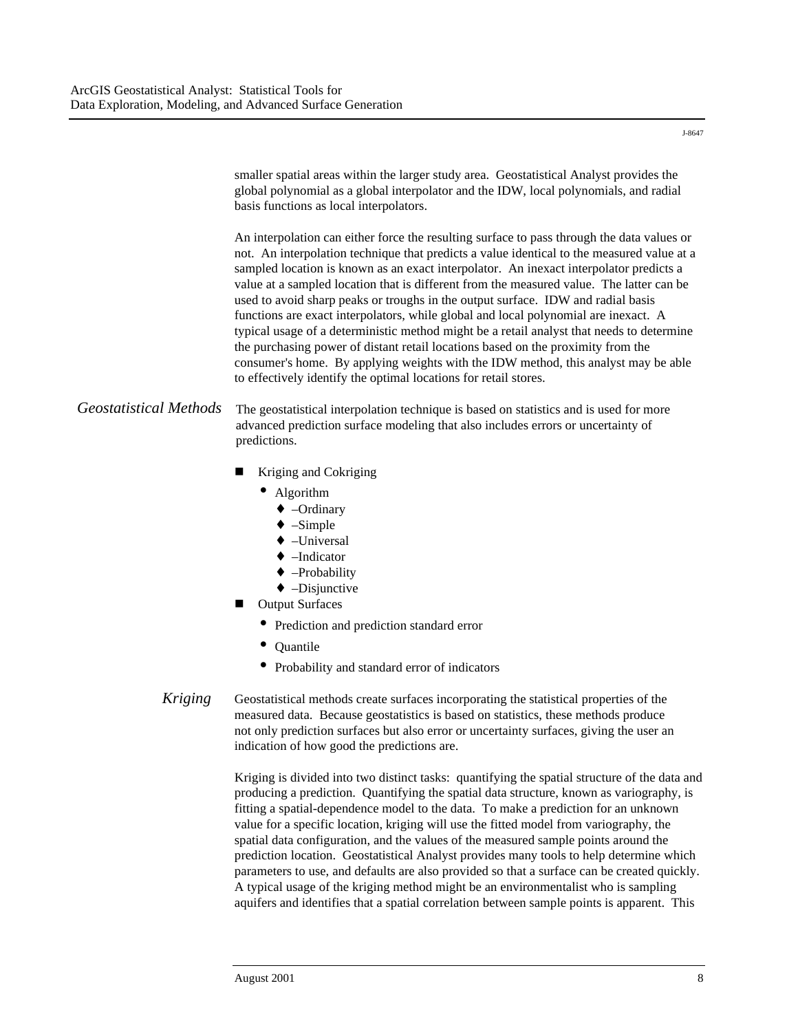smaller spatial areas within the larger study area. Geostatistical Analyst provides the global polynomial as a global interpolator and the IDW, local polynomials, and radial basis functions as local interpolators.

An interpolation can either force the resulting surface to pass through the data values or not. An interpolation technique that predicts a value identical to the measured value at a sampled location is known as an exact interpolator. An inexact interpolator predicts a value at a sampled location that is different from the measured value. The latter can be used to avoid sharp peaks or troughs in the output surface. IDW and radial basis functions are exact interpolators, while global and local polynomial are inexact. A typical usage of a deterministic method might be a retail analyst that needs to determine the purchasing power of distant retail locations based on the proximity from the consumer's home. By applying weights with the IDW method, this analyst may be able to effectively identify the optimal locations for retail stores.

## *Geostatistical Methods*

The geostatistical interpolation technique is based on statistics and is used for more advanced prediction surface modeling that also includes errors or uncertainty of predictions.

- Kriging and Cokriging
  - Algorithm
    - –Ordinary
    - –Simple
    - –Universal
    - –Indicator
    - –Probability
    - –Disjunctive
- Output Surfaces
  - Prediction and prediction standard error
  - Quantile
  - Probability and standard error of indicators

## *Kriging*

Geostatistical methods create surfaces incorporating the statistical properties of the measured data. Because geostatistics is based on statistics, these methods produce not only prediction surfaces but also error or uncertainty surfaces, giving the user an indication of how good the predictions are.

Kriging is divided into two distinct tasks: quantifying the spatial structure of the data and producing a prediction. Quantifying the spatial data structure, known as variography, is fitting a spatial-dependence model to the data. To make a prediction for an unknown value for a specific location, kriging will use the fitted model from variography, the spatial data configuration, and the values of the measured sample points around the prediction location. Geostatistical Analyst provides many tools to help determine which parameters to use, and defaults are also provided so that a surface can be created quickly. A typical usage of the kriging method might be an environmentalist who is sampling aquifers and identifies that a spatial correlation between sample points is apparent. This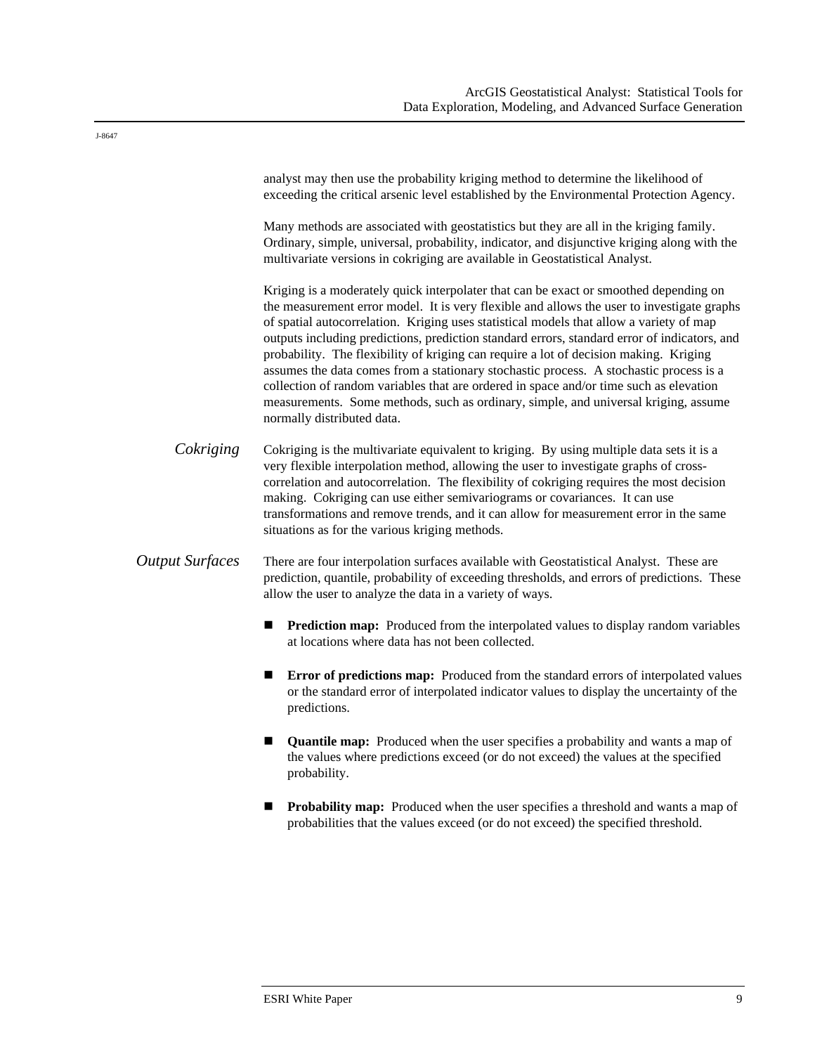analyst may then use the probability kriging method to determine the likelihood of exceeding the critical arsenic level established by the Environmental Protection Agency.

Many methods are associated with geostatistics but they are all in the kriging family. Ordinary, simple, universal, probability, indicator, and disjunctive kriging along with the multivariate versions in cokriging are available in Geostatistical Analyst.

Kriging is a moderately quick interpolater that can be exact or smoothed depending on the measurement error model. It is very flexible and allows the user to investigate graphs of spatial autocorrelation. Kriging uses statistical models that allow a variety of map outputs including predictions, prediction standard errors, standard error of indicators, and probability. The flexibility of kriging can require a lot of decision making. Kriging assumes the data comes from a stationary stochastic process. A stochastic process is a collection of random variables that are ordered in space and/or time such as elevation measurements. Some methods, such as ordinary, simple, and universal kriging, assume normally distributed data.

### *Cokriging*

Cokriging is the multivariate equivalent to kriging. By using multiple data sets it is a very flexible interpolation method, allowing the user to investigate graphs of cross-correlation and autocorrelation. The flexibility of cokriging requires the most decision making. Cokriging can use either semivariograms or covariances. It can use transformations and remove trends, and it can allow for measurement error in the same situations as for the various kriging methods.

### *Output Surfaces*

There are four interpolation surfaces available with Geostatistical Analyst. These are prediction, quantile, probability of exceeding thresholds, and errors of predictions. These allow the user to analyze the data in a variety of ways.

- **Prediction map:** Produced from the interpolated values to display random variables at locations where data has not been collected.

- **Error of predictions map:** Produced from the standard errors of interpolated values or the standard error of interpolated indicator values to display the uncertainty of the predictions.

- **Quantile map:** Produced when the user specifies a probability and wants a map of the values where predictions exceed (or do not exceed) the values at the specified probability.

- **Probability map:** Produced when the user specifies a threshold and wants a map of probabilities that the values exceed (or do not exceed) the specified threshold.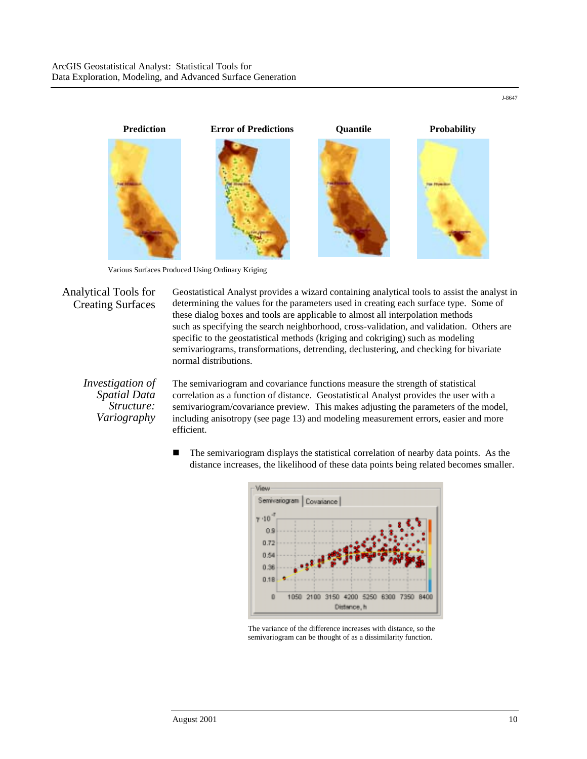**Prediction** **Error of Predictions** **Quantile** **Probability**

Various Surfaces Produced Using Ordinary Kriging

## Analytical Tools for Creating Surfaces

Geostatistical Analyst provides a wizard containing analytical tools to assist the analyst in determining the values for the parameters used in creating each surface type. Some of these dialog boxes and tools are applicable to almost all interpolation methods such as specifying the search neighborhood, cross-validation, and validation. Others are specific to the geostatistical methods (kriging and cokriging) such as modeling semivariograms, transformations, detrending, declustering, and checking for bivariate normal distributions.

### *Investigation of Spatial Data Structure: Variography*

The semivariogram and covariance functions measure the strength of statistical correlation as a function of distance. Geostatistical Analyst provides the user with a semivariogram/covariance preview. This makes adjusting the parameters of the model, including anisotropy (see page 13) and modeling measurement errors, easier and more efficient.

- The semivariogram displays the statistical correlation of nearby data points. As the distance increases, the likelihood of these data points being related becomes smaller.

The variance of the difference increases with distance, so the semivariogram can be thought of as a dissimilarity function.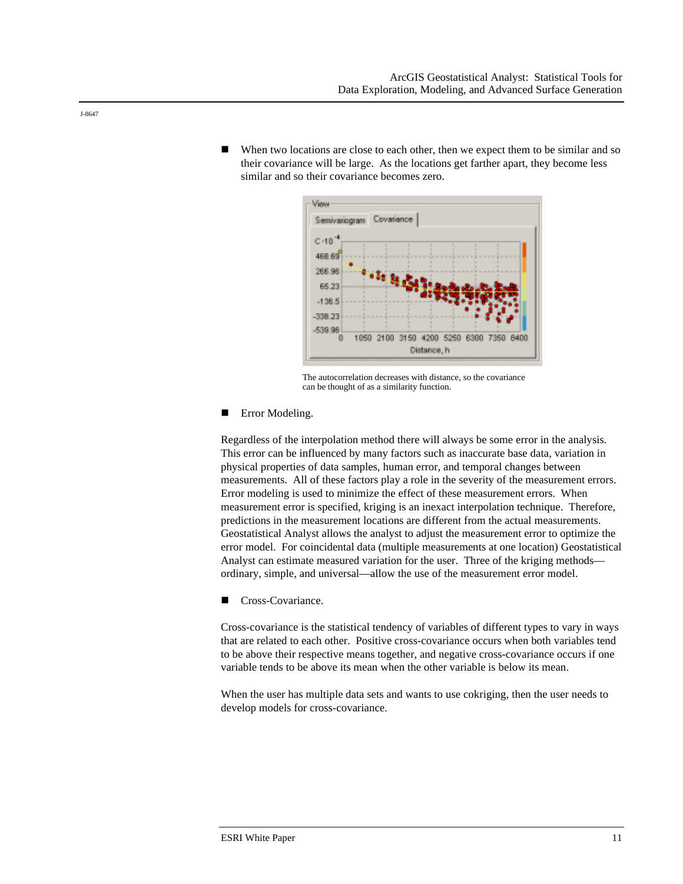J-8647

- When two locations are close to each other, then we expect them to be similar and so their covariance will be large. As the locations get farther apart, they become less similar and so their covariance becomes zero.

The autocorrelation decreases with distance, so the covariance can be thought of as a similarity function.

- Error Modeling.

Regardless of the interpolation method there will always be some error in the analysis. This error can be influenced by many factors such as inaccurate base data, variation in physical properties of data samples, human error, and temporal changes between measurements. All of these factors play a role in the severity of the measurement errors. Error modeling is used to minimize the effect of these measurement errors. When measurement error is specified, kriging is an inexact interpolation technique. Therefore, predictions in the measurement locations are different from the actual measurements. Geostatistical Analyst allows the analyst to adjust the measurement error to optimize the error model. For coincidental data (multiple measurements at one location) Geostatistical Analyst can estimate measured variation for the user. Three of the kriging methods—ordinary, simple, and universal—allow the use of the measurement error model.

- Cross-Covariance.

Cross-covariance is the statistical tendency of variables of different types to vary in ways that are related to each other. Positive cross-covariance occurs when both variables tend to be above their respective means together, and negative cross-covariance occurs if one variable tends to be above its mean when the other variable is below its mean.

When the user has multiple data sets and wants to use cokriging, then the user needs to develop models for cross-covariance.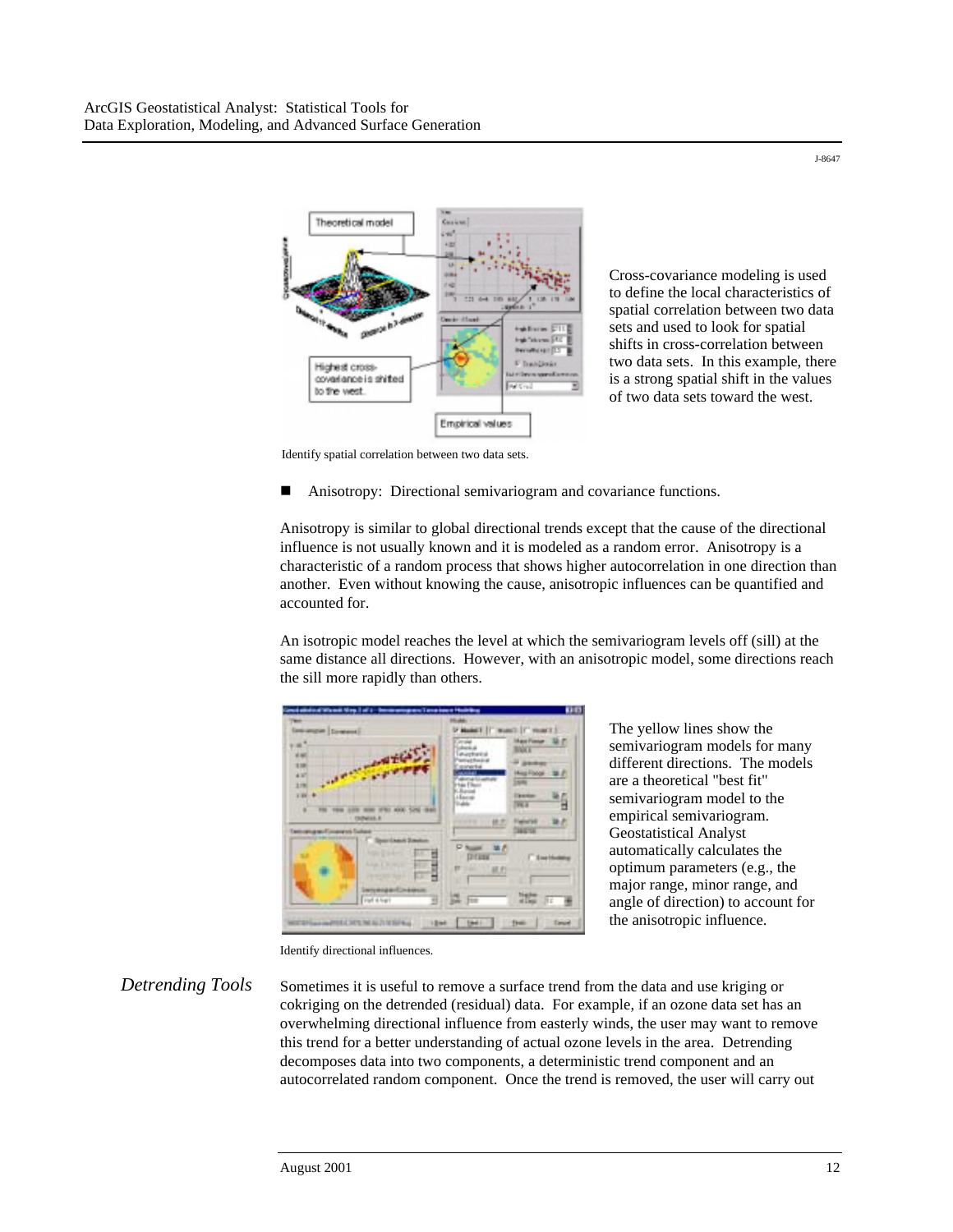Cross-covariance modeling is used to define the local characteristics of spatial correlation between two data sets and used to look for spatial shifts in cross-correlation between two data sets. In this example, there is a strong spatial shift in the values of two data sets toward the west.

Identify spatial correlation between two data sets.

- Anisotropy: Directional semivariogram and covariance functions.

Anisotropy is similar to global directional trends except that the cause of the directional influence is not usually known and it is modeled as a random error. Anisotropy is a characteristic of a random process that shows higher autocorrelation in one direction than another. Even without knowing the cause, anisotropic influences can be quantified and accounted for.

An isotropic model reaches the level at which the semivariogram levels off (sill) at the same distance all directions. However, with an anisotropic model, some directions reach the sill more rapidly than others.

The yellow lines show the semivariogram models for many different directions. The models are a theoretical "best fit" semivariogram model to the empirical semivariogram. Geostatistical Analyst automatically calculates the optimum parameters (e.g., the major range, minor range, and angle of direction) to account for the anisotropic influence.

Identify directional influences.

## *Detrending Tools*

Sometimes it is useful to remove a surface trend from the data and use kriging or cokriging on the detrended (residual) data. For example, if an ozone data set has an overwhelming directional influence from easterly winds, the user may want to remove this trend for a better understanding of actual ozone levels in the area. Detrending decomposes data into two components, a deterministic trend component and an autocorrelated random component. Once the trend is removed, the user will carry out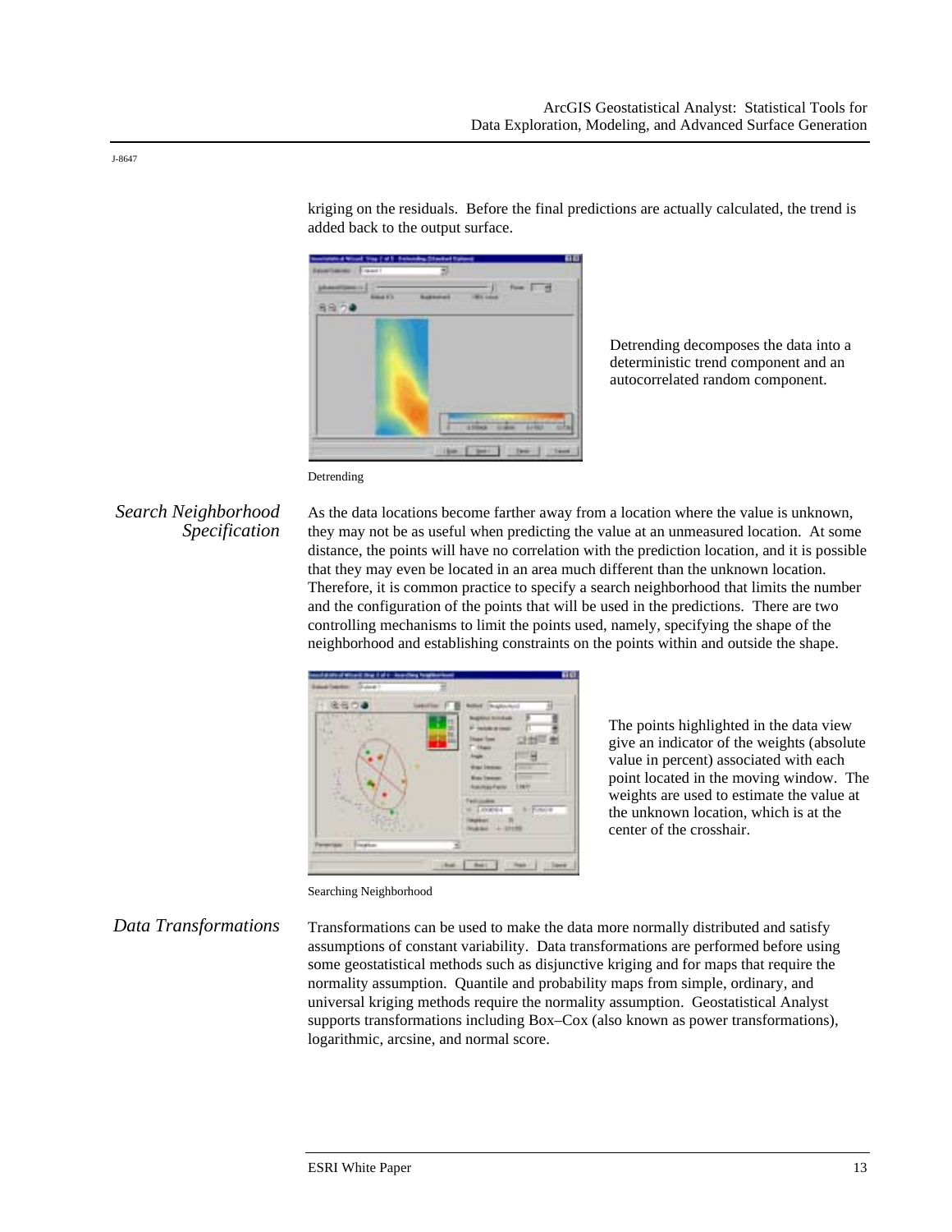kriging on the residuals. Before the final predictions are actually calculated, the trend is added back to the output surface.

Detrending decomposes the data into a deterministic trend component and an autocorrelated random component.

Detrending

## *Search Neighborhood Specification*

As the data locations become farther away from a location where the value is unknown, they may not be as useful when predicting the value at an unmeasured location. At some distance, the points will have no correlation with the prediction location, and it is possible that they may even be located in an area much different than the unknown location. Therefore, it is common practice to specify a search neighborhood that limits the number and the configuration of the points that will be used in the predictions. There are two controlling mechanisms to limit the points used, namely, specifying the shape of the neighborhood and establishing constraints on the points within and outside the shape.

The points highlighted in the data view give an indicator of the weights (absolute value in percent) associated with each point located in the moving window. The weights are used to estimate the value at the unknown location, which is at the center of the crosshair.

Searching Neighborhood

## *Data Transformations*

Transformations can be used to make the data more normally distributed and satisfy assumptions of constant variability. Data transformations are performed before using some geostatistical methods such as disjunctive kriging and for maps that require the normality assumption. Quantile and probability maps from simple, ordinary, and universal kriging methods require the normality assumption. Geostatistical Analyst supports transformations including Box–Cox (also known as power transformations), logarithmic, arcsine, and normal score.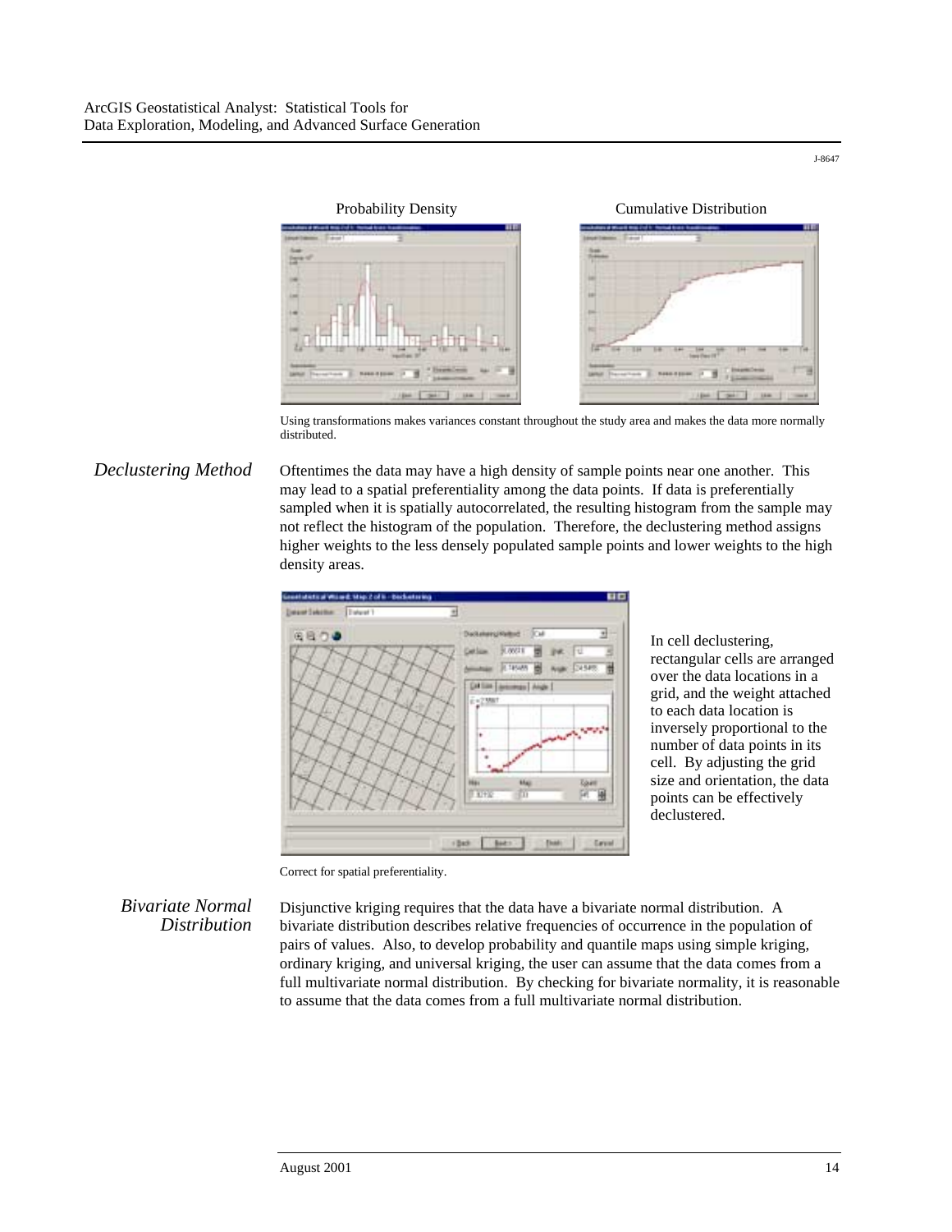J-8647

Probability Density    Cumulative Distribution

Using transformations makes variances constant throughout the study area and makes the data more normally distributed.

## *Declustering Method*

Oftentimes the data may have a high density of sample points near one another. This may lead to a spatial preferentiality among the data points. If data is preferentially sampled when it is spatially autocorrelated, the resulting histogram from the sample may not reflect the histogram of the population. Therefore, the declustering method assigns higher weights to the less densely populated sample points and lower weights to the high density areas.

In cell declustering, rectangular cells are arranged over the data locations in a grid, and the weight attached to each data location is inversely proportional to the number of data points in its cell. By adjusting the grid size and orientation, the data points can be effectively declustered.

Correct for spatial preferentiality.

## *Bivariate Normal Distribution*

Disjunctive kriging requires that the data have a bivariate normal distribution. A bivariate distribution describes relative frequencies of occurrence in the population of pairs of values. Also, to develop probability and quantile maps using simple kriging, ordinary kriging, and universal kriging, the user can assume that the data comes from a full multivariate normal distribution. By checking for bivariate normality, it is reasonable to assume that the data comes from a full multivariate normal distribution.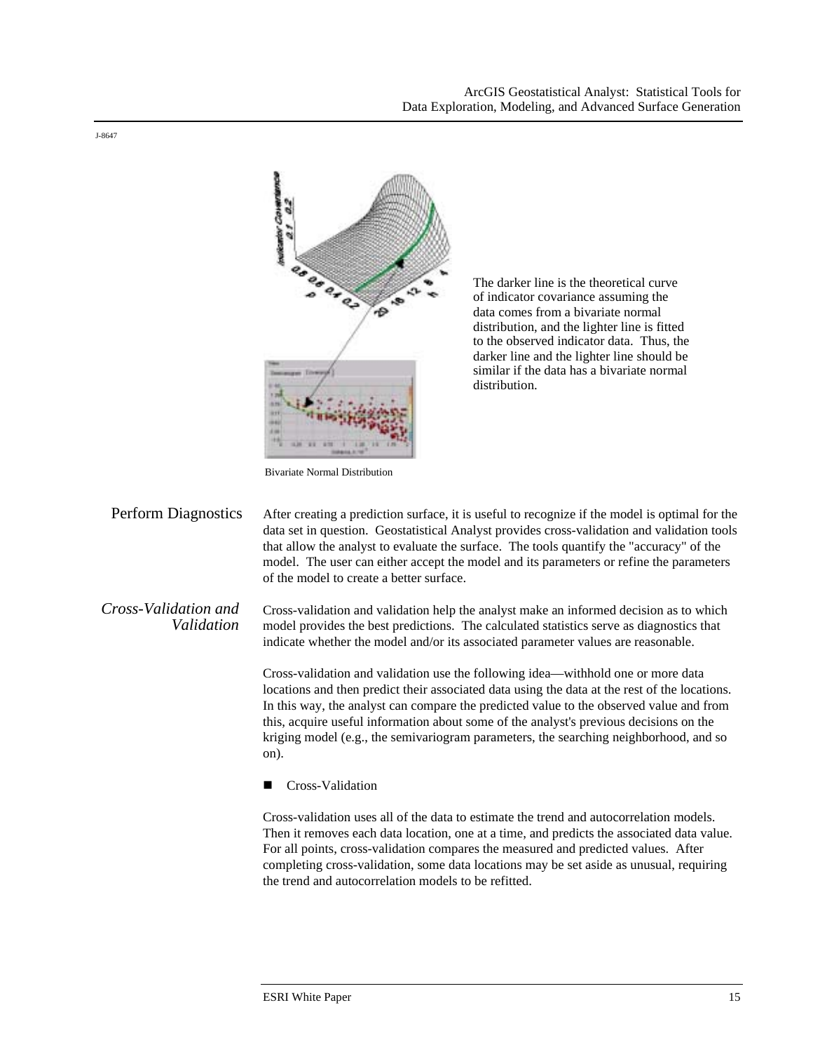The darker line is the theoretical curve of indicator covariance assuming the data comes from a bivariate normal distribution, and the lighter line is fitted to the observed indicator data. Thus, the darker line and the lighter line should be similar if the data has a bivariate normal distribution.

Bivariate Normal Distribution

## Perform Diagnostics

After creating a prediction surface, it is useful to recognize if the model is optimal for the data set in question. Geostatistical Analyst provides cross-validation and validation tools that allow the analyst to evaluate the surface. The tools quantify the "accuracy" of the model. The user can either accept the model and its parameters or refine the parameters of the model to create a better surface.

### *Cross-Validation and Validation*

Cross-validation and validation help the analyst make an informed decision as to which model provides the best predictions. The calculated statistics serve as diagnostics that indicate whether the model and/or its associated parameter values are reasonable.

Cross-validation and validation use the following idea—withhold one or more data locations and then predict their associated data using the data at the rest of the locations. In this way, the analyst can compare the predicted value to the observed value and from this, acquire useful information about some of the analyst's previous decisions on the kriging model (e.g., the semivariogram parameters, the searching neighborhood, and so on).

- Cross-Validation

Cross-validation uses all of the data to estimate the trend and autocorrelation models. Then it removes each data location, one at a time, and predicts the associated data value. For all points, cross-validation compares the measured and predicted values. After completing cross-validation, some data locations may be set aside as unusual, requiring the trend and autocorrelation models to be refitted.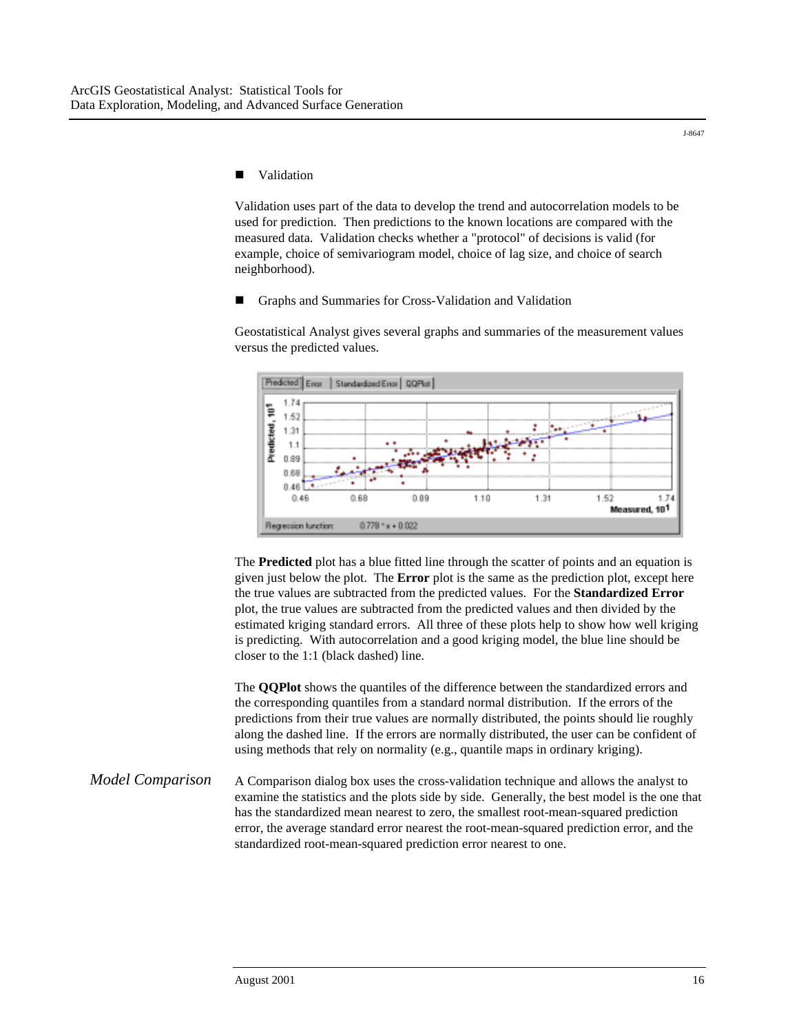J-8647

- Validation

Validation uses part of the data to develop the trend and autocorrelation models to be used for prediction. Then predictions to the known locations are compared with the measured data. Validation checks whether a "protocol" of decisions is valid (for example, choice of semivariogram model, choice of lag size, and choice of search neighborhood).

- Graphs and Summaries for Cross-Validation and Validation

Geostatistical Analyst gives several graphs and summaries of the measurement values versus the predicted values.

The **Predicted** plot has a blue fitted line through the scatter of points and an equation is given just below the plot. The **Error** plot is the same as the prediction plot, except here the true values are subtracted from the predicted values. For the **Standardized Error** plot, the true values are subtracted from the predicted values and then divided by the estimated kriging standard errors. All three of these plots help to show how well kriging is predicting. With autocorrelation and a good kriging model, the blue line should be closer to the 1:1 (black dashed) line.

The **QQPlot** shows the quantiles of the difference between the standardized errors and the corresponding quantiles from a standard normal distribution. If the errors of the predictions from their true values are normally distributed, the points should lie roughly along the dashed line. If the errors are normally distributed, the user can be confident of using methods that rely on normality (e.g., quantile maps in ordinary kriging).

## *Model Comparison*

A Comparison dialog box uses the cross-validation technique and allows the analyst to examine the statistics and the plots side by side. Generally, the best model is the one that has the standardized mean nearest to zero, the smallest root-mean-squared prediction error, the average standard error nearest the root-mean-squared prediction error, and the standardized root-mean-squared prediction error nearest to one.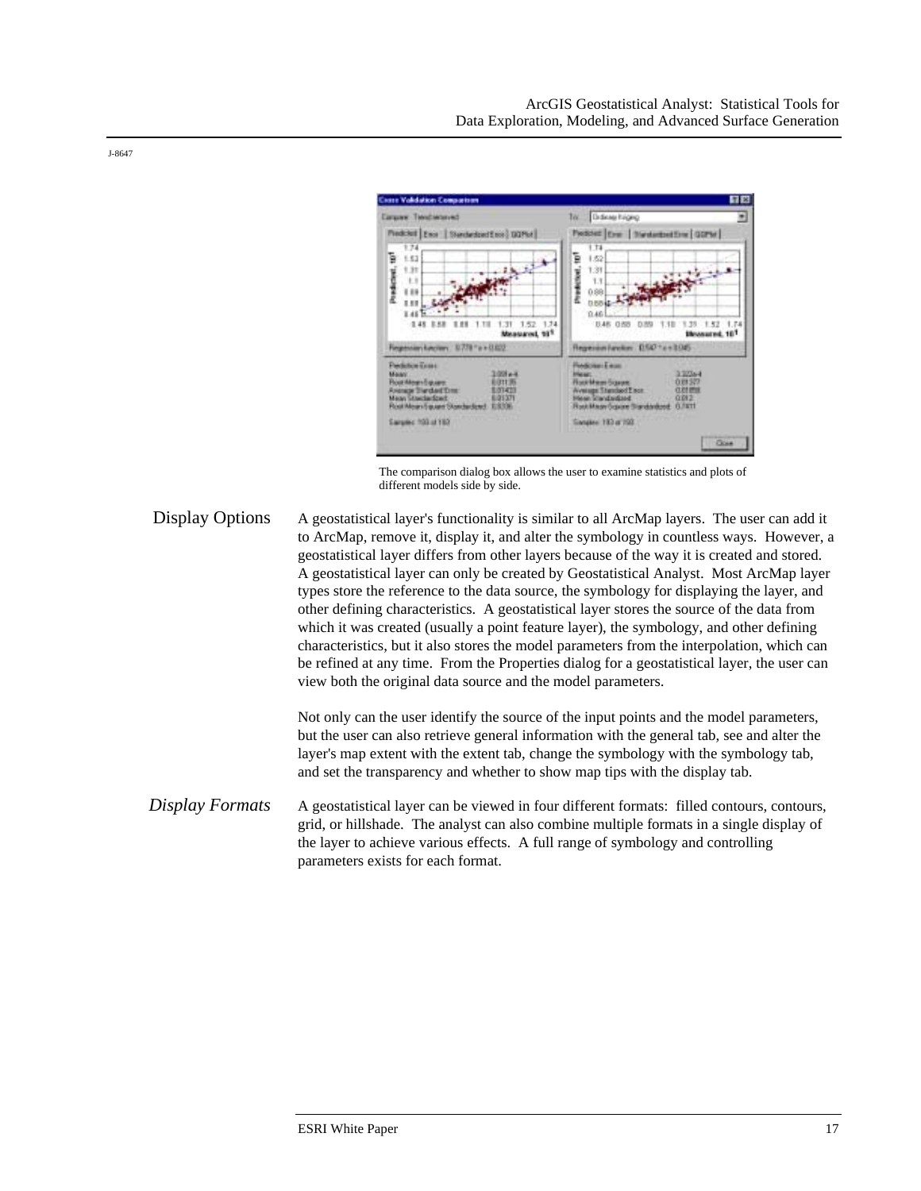J-8647

The comparison dialog box allows the user to examine statistics and plots of different models side by side.

## Display Options

A geostatistical layer's functionality is similar to all ArcMap layers. The user can add it to ArcMap, remove it, display it, and alter the symbology in countless ways. However, a geostatistical layer differs from other layers because of the way it is created and stored. A geostatistical layer can only be created by Geostatistical Analyst. Most ArcMap layer types store the reference to the data source, the symbology for displaying the layer, and other defining characteristics. A geostatistical layer stores the source of the data from which it was created (usually a point feature layer), the symbology, and other defining characteristics, but it also stores the model parameters from the interpolation, which can be refined at any time. From the Properties dialog for a geostatistical layer, the user can view both the original data source and the model parameters.

Not only can the user identify the source of the input points and the model parameters, but the user can also retrieve general information with the general tab, see and alter the layer's map extent with the extent tab, change the symbology with the symbology tab, and set the transparency and whether to show map tips with the display tab.

### *Display Formats*

A geostatistical layer can be viewed in four different formats: filled contours, contours, grid, or hillshade. The analyst can also combine multiple formats in a single display of the layer to achieve various effects. A full range of symbology and controlling parameters exists for each format.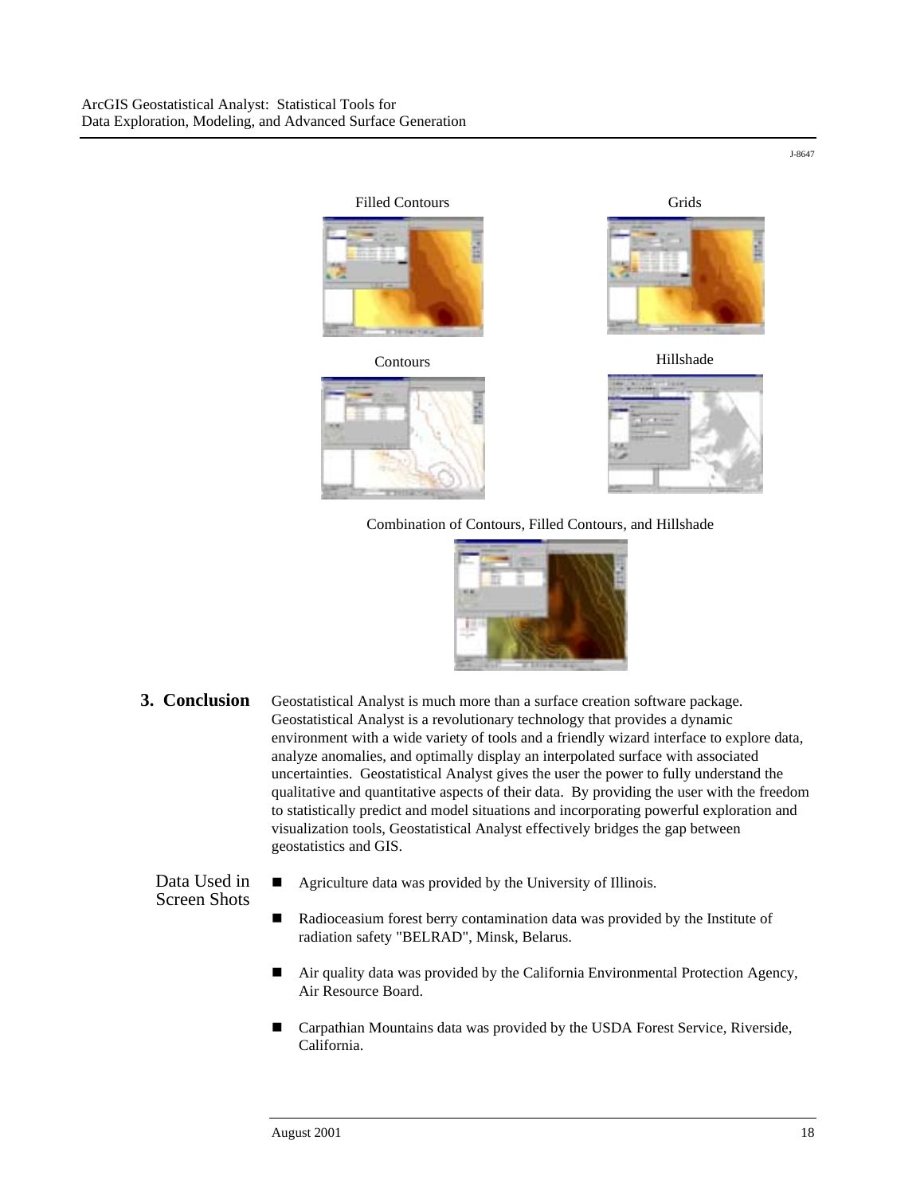Filled Contours

Grids

Contours

Hillshade

Combination of Contours, Filled Contours, and Hillshade

## 3. Conclusion

Geostatistical Analyst is much more than a surface creation software package. Geostatistical Analyst is a revolutionary technology that provides a dynamic environment with a wide variety of tools and a friendly wizard interface to explore data, analyze anomalies, and optimally display an interpolated surface with associated uncertainties. Geostatistical Analyst gives the user the power to fully understand the qualitative and quantitative aspects of their data. By providing the user with the freedom to statistically predict and model situations and incorporating powerful exploration and visualization tools, Geostatistical Analyst effectively bridges the gap between geostatistics and GIS.

### Data Used in Screen Shots

- Agriculture data was provided by the University of Illinois.
- Radioceasium forest berry contamination data was provided by the Institute of radiation safety "BELRAD", Minsk, Belarus.
- Air quality data was provided by the California Environmental Protection Agency, Air Resource Board.
- Carpathian Mountains data was provided by the USDA Forest Service, Riverside, California.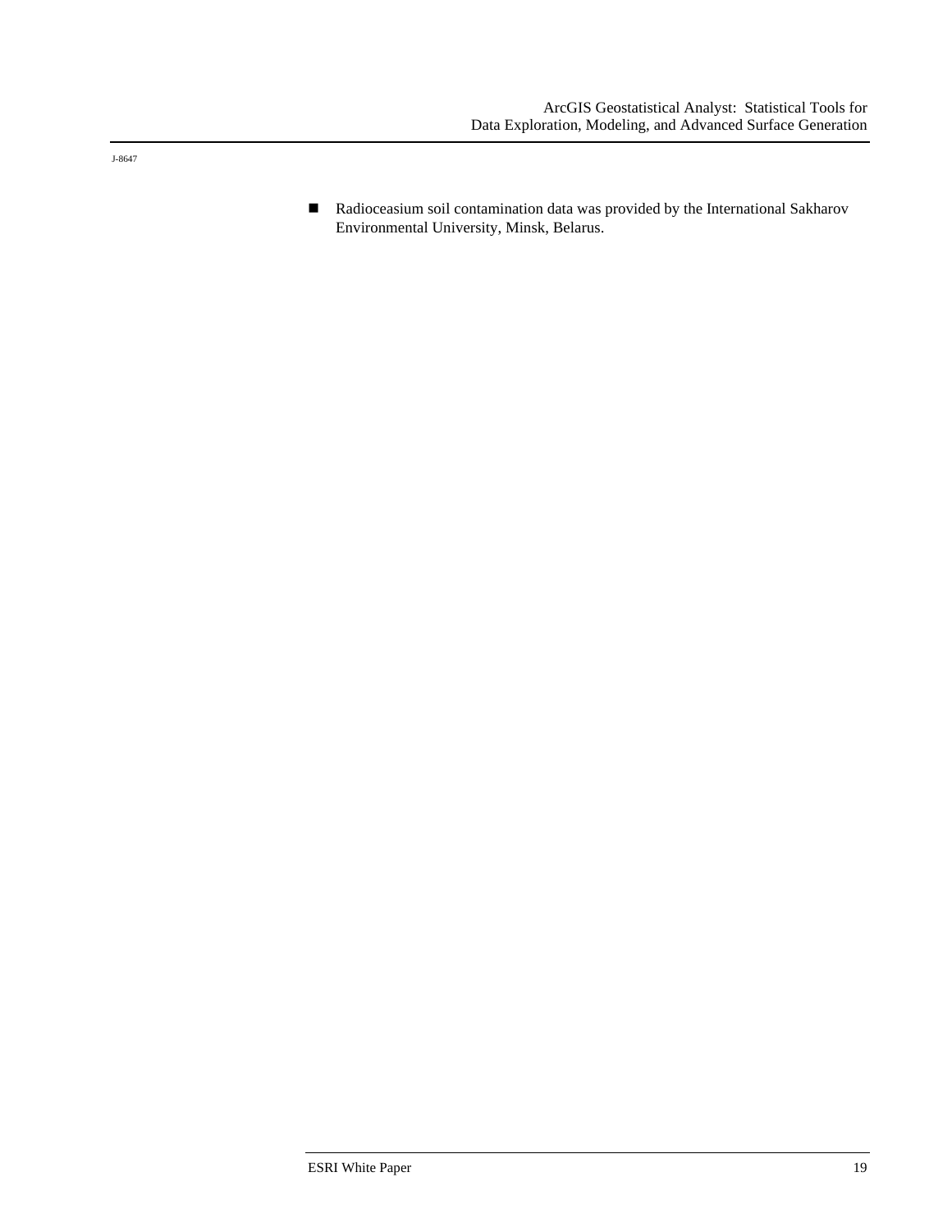- Radioceasium soil contamination data was provided by the International Sakharov Environmental University, Minsk, Belarus.